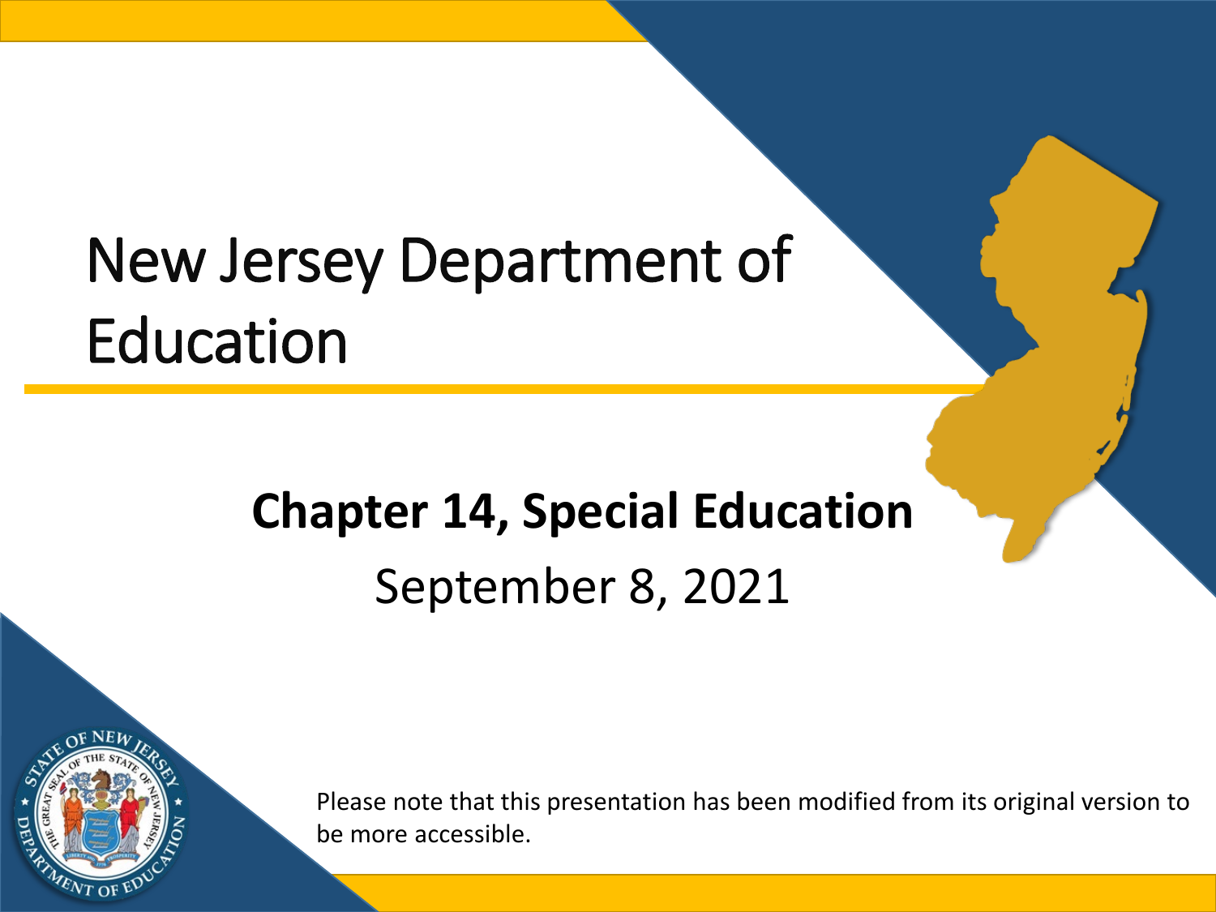# New Jersey Department of Education

## Chapter 14, Special Education

September 8, 2021

Please note that this presentation has been modified from its original version to be more accessible.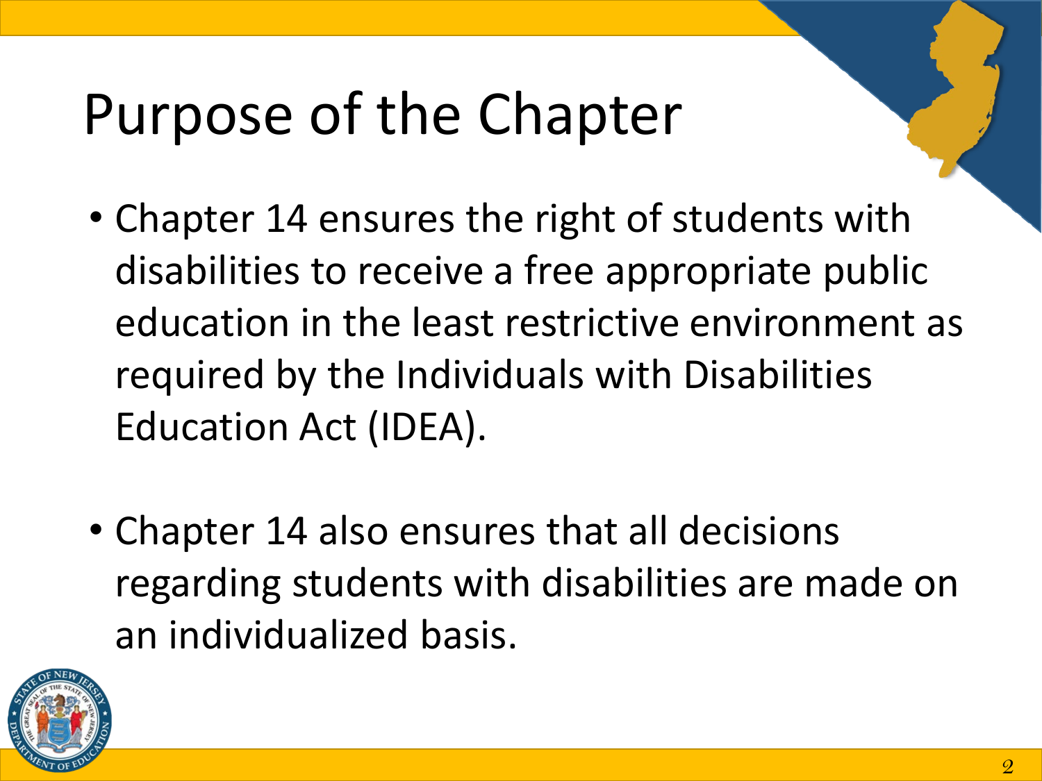# Purpose of the Chapter

- Chapter 14 ensures the right of students with disabilities to receive a free appropriate public education in the least restrictive environment as required by the Individuals with Disabilities Education Act (IDEA).

- Chapter 14 also ensures that all decisions regarding students with disabilities are made on an individualized basis.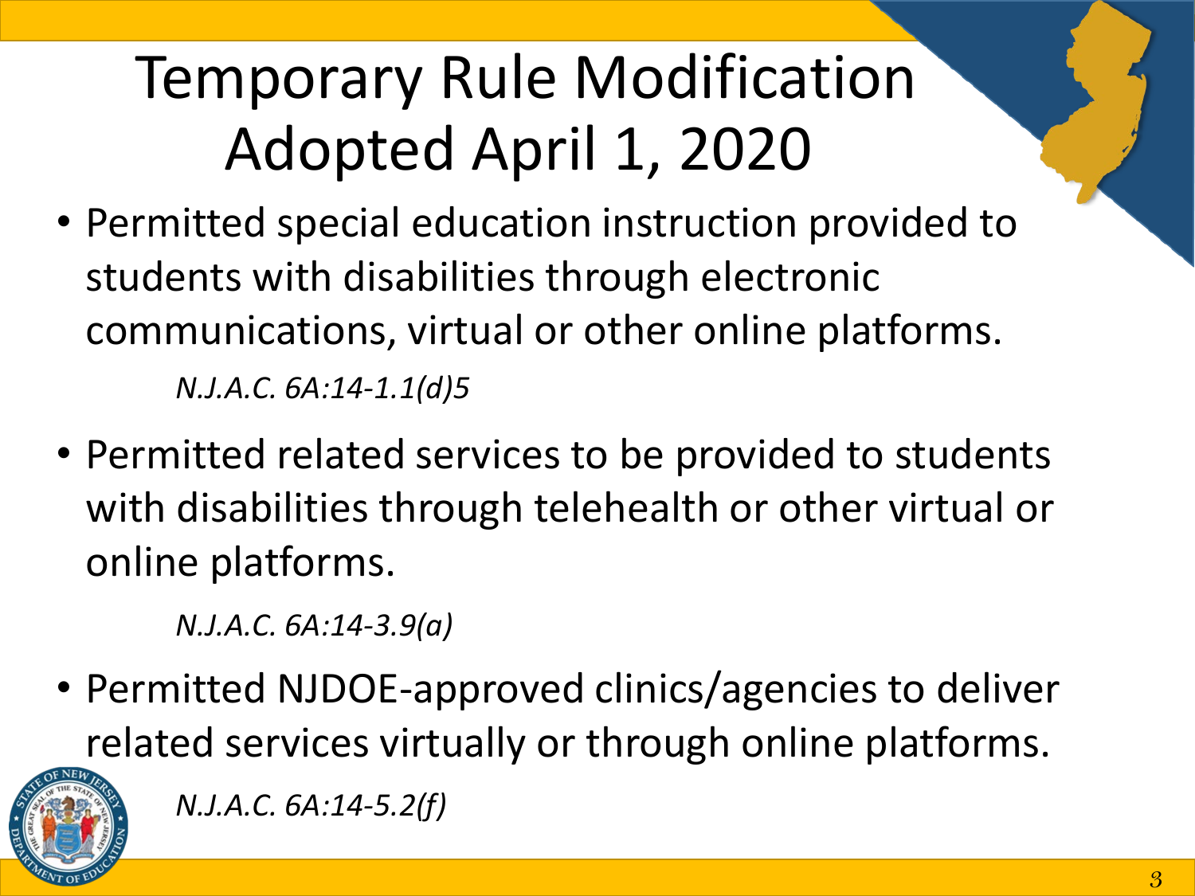# Temporary Rule Modification Adopted April 1, 2020

- Permitted special education instruction provided to students with disabilities through electronic communications, virtual or other online platforms.

  *N.J.A.C. 6A:14-1.1(d)5*

- Permitted related services to be provided to students with disabilities through telehealth or other virtual or online platforms.

  *N.J.A.C. 6A:14-3.9(a)*

- Permitted NJDOE-approved clinics/agencies to deliver related services virtually or through online platforms.

  *N.J.A.C. 6A:14-5.2(f)*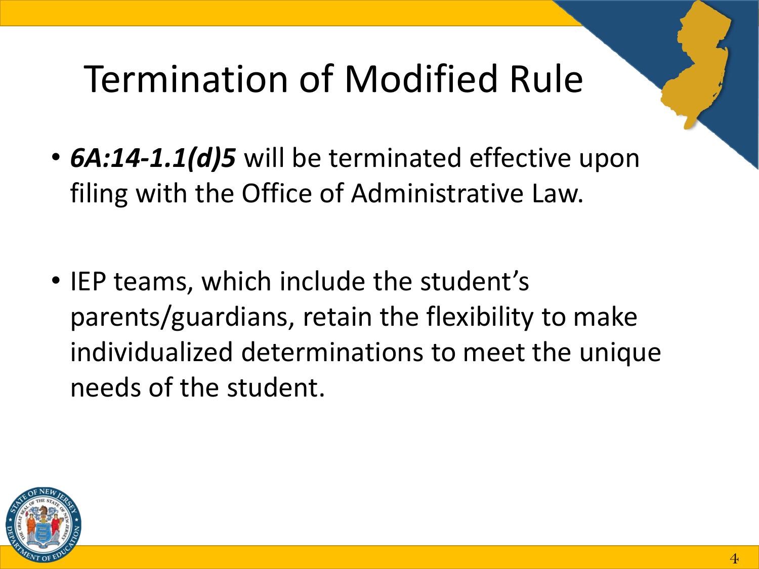# Termination of Modified Rule

- ***6A:14-1.1(d)5*** will be terminated effective upon filing with the Office of Administrative Law.

- IEP teams, which include the student's parents/guardians, retain the flexibility to make individualized determinations to meet the unique needs of the student.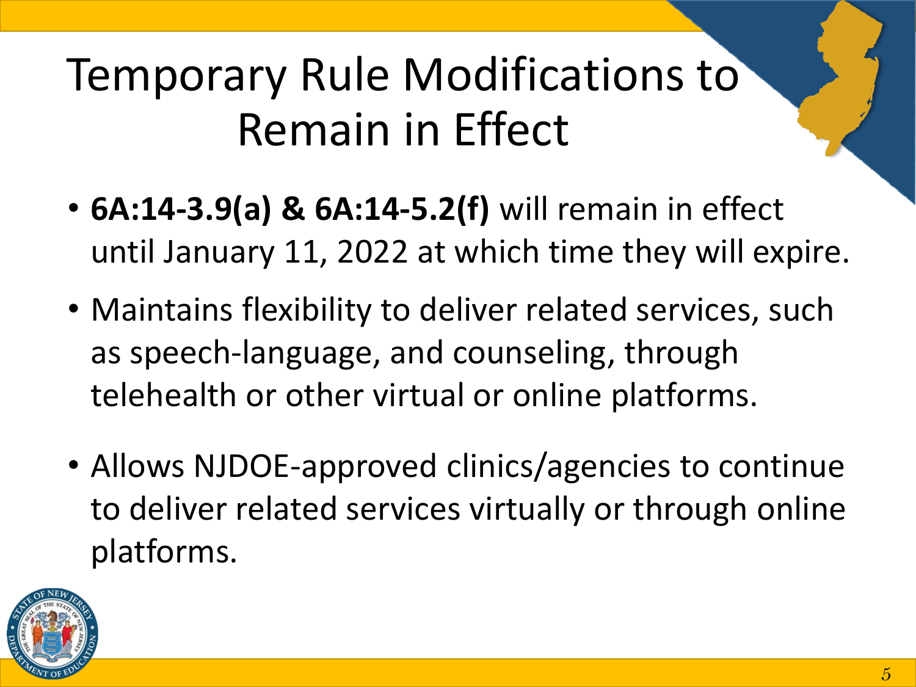# Temporary Rule Modifications to Remain in Effect

- **6A:14-3.9(a) & 6A:14-5.2(f)** will remain in effect until January 11, 2022 at which time they will expire.
- Maintains flexibility to deliver related services, such as speech-language, and counseling, through telehealth or other virtual or online platforms.
- Allows NJDOE-approved clinics/agencies to continue to deliver related services virtually or through online platforms.